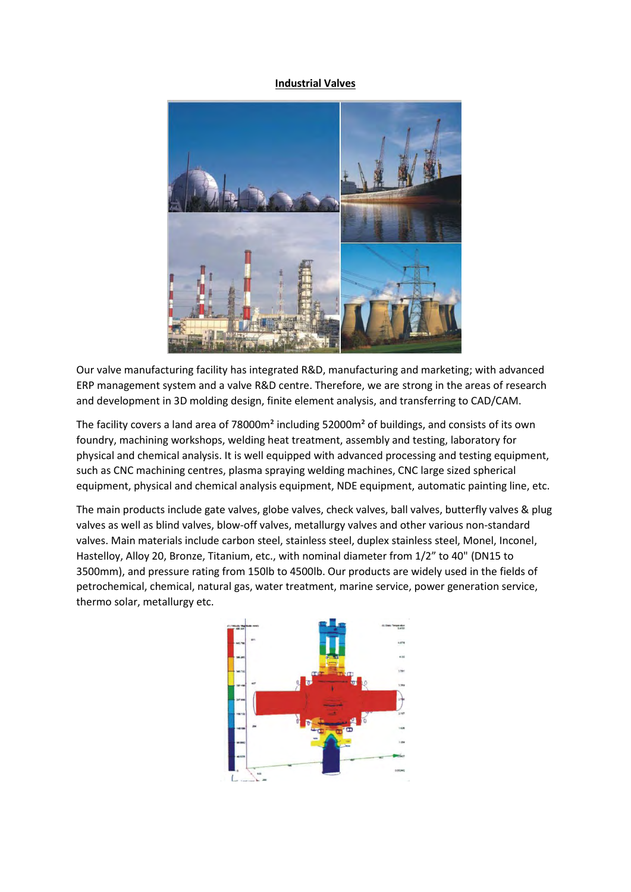# Industrial Valves

Our valve manufacturing facility has integrated R&D, manufacturing and marketing; with advanced ERP management system and a valve R&D centre. Therefore, we are strong in the areas of research and development in 3D molding design, finite element analysis, and transferring to CAD/CAM.

The facility covers a land area of 78000m² including 52000m² of buildings, and consists of its own foundry, machining workshops, welding heat treatment, assembly and testing, laboratory for physical and chemical analysis. It is well equipped with advanced processing and testing equipment, such as CNC machining centres, plasma spraying welding machines, CNC large sized spherical equipment, physical and chemical analysis equipment, NDE equipment, automatic painting line, etc.

The main products include gate valves, globe valves, check valves, ball valves, butterfly valves & plug valves as well as blind valves, blow-off valves, metallurgy valves and other various non-standard valves. Main materials include carbon steel, stainless steel, duplex stainless steel, Monel, Inconel, Hastelloy, Alloy 20, Bronze, Titanium, etc., with nominal diameter from 1/2" to 40" (DN15 to 3500mm), and pressure rating from 150lb to 4500lb. Our products are widely used in the fields of petrochemical, chemical, natural gas, water treatment, marine service, power generation service, thermo solar, metallurgy etc.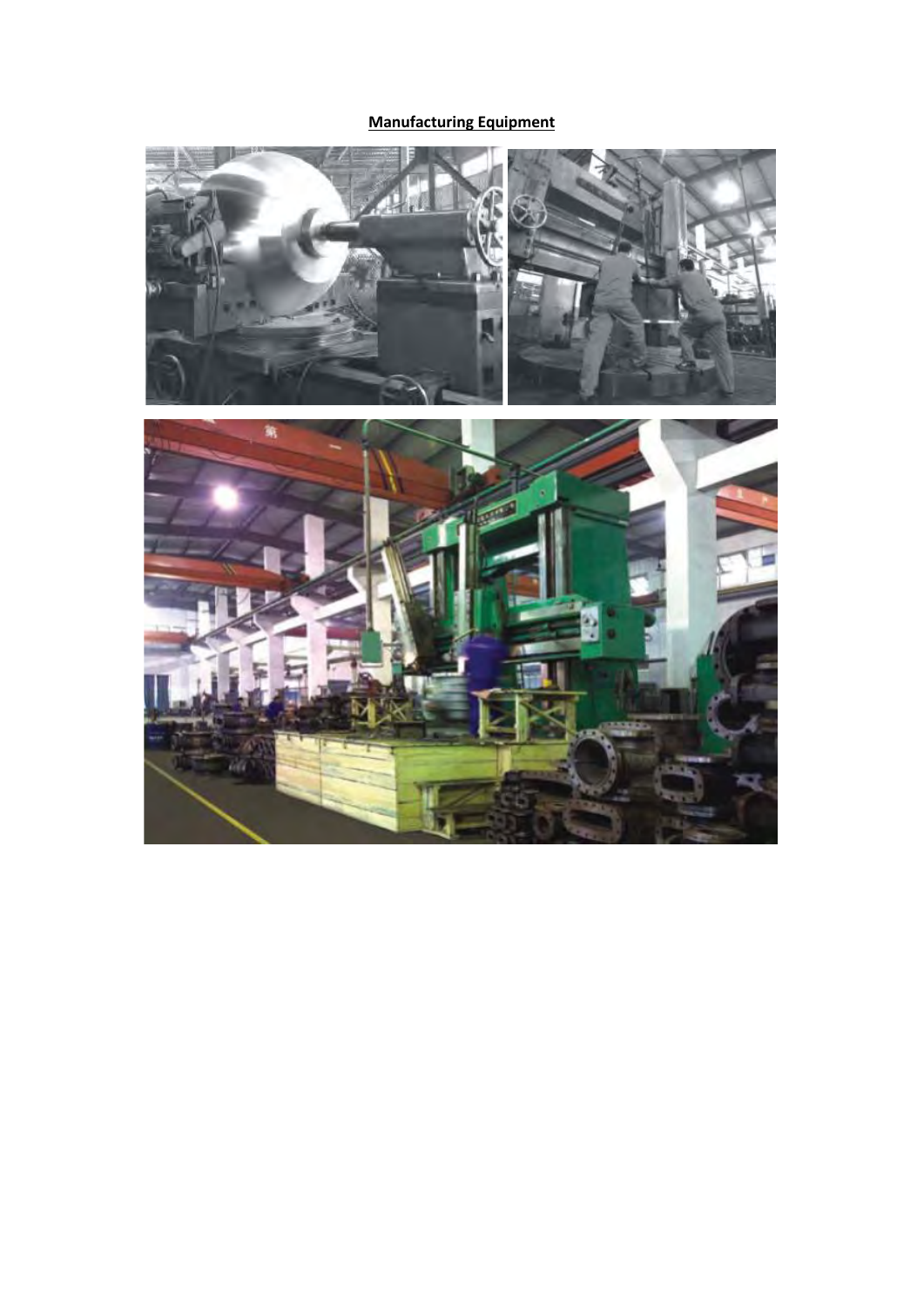**Manufacturing Equipment**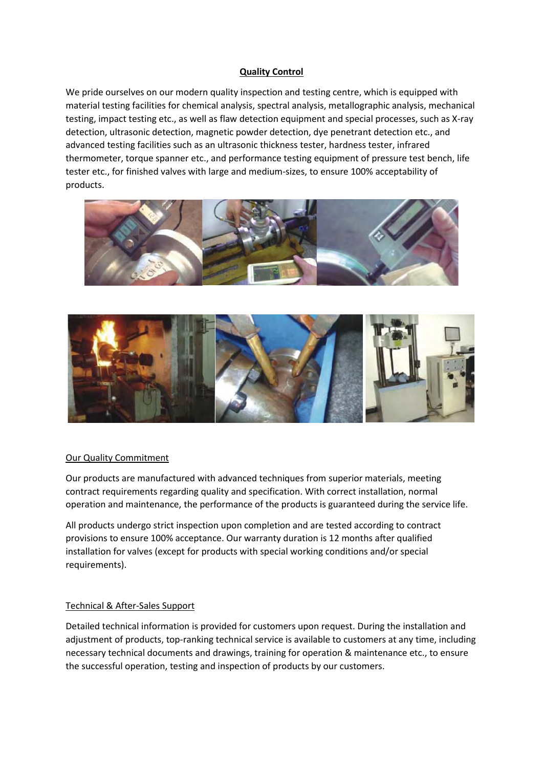## Quality Control

We pride ourselves on our modern quality inspection and testing centre, which is equipped with material testing facilities for chemical analysis, spectral analysis, metallographic analysis, mechanical testing, impact testing etc., as well as flaw detection equipment and special processes, such as X-ray detection, ultrasonic detection, magnetic powder detection, dye penetrant detection etc., and advanced testing facilities such as an ultrasonic thickness tester, hardness tester, infrared thermometer, torque spanner etc., and performance testing equipment of pressure test bench, life tester etc., for finished valves with large and medium-sizes, to ensure 100% acceptability of products.

### Our Quality Commitment

Our products are manufactured with advanced techniques from superior materials, meeting contract requirements regarding quality and specification. With correct installation, normal operation and maintenance, the performance of the products is guaranteed during the service life.

All products undergo strict inspection upon completion and are tested according to contract provisions to ensure 100% acceptance. Our warranty duration is 12 months after qualified installation for valves (except for products with special working conditions and/or special requirements).

### Technical & After-Sales Support

Detailed technical information is provided for customers upon request. During the installation and adjustment of products, top-ranking technical service is available to customers at any time, including necessary technical documents and drawings, training for operation & maintenance etc., to ensure the successful operation, testing and inspection of products by our customers.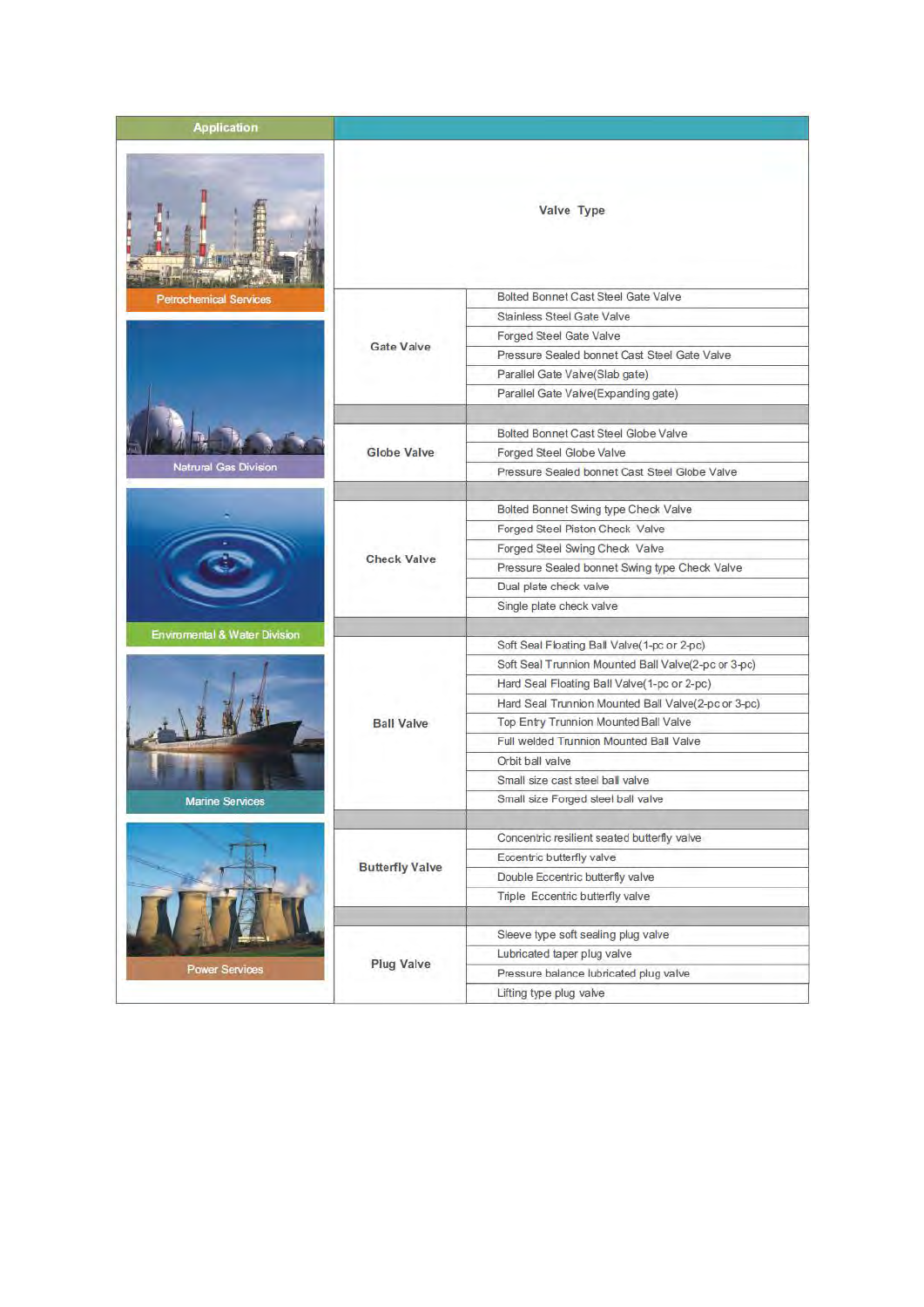| Application | | |
|---|---|---|
| Petrochemical Services<br>Natrural Gas Division<br>Enviromental & Water Division<br>Marine Services<br>Power Services | **Valve Type** | |
| | **Gate Valve** | Bolted Bonnet Cast Steel Gate Valve |
| | | Stainless Steel Gate Valve |
| | | Forged Steel Gate Valve |
| | | Pressure Sealed bonnet Cast Steel Gate Valve |
| | | Parallel Gate Valve(Slab gate) |
| | | Parallel Gate Valve(Expanding gate) |
| | **Globe Valve** | Bolted Bonnet Cast Steel Globe Valve |
| | | Forged Steel Globe Valve |
| | | Pressure Sealed bonnet Cast Steel Globe Valve |
| | **Check Valve** | Bolted Bonnet Swing type Check Valve |
| | | Forged Steel Piston Check Valve |
| | | Forged Steel Swing Check Valve |
| | | Pressure Sealed bonnet Swing type Check Valve |
| | | Dual plate check valve |
| | | Single plate check valve |
| | **Ball Valve** | Soft Seal Floating Ball Valve(1-pc or 2-pc) |
| | | Soft Seal Trunnion Mounted Ball Valve(2-pc or 3-pc) |
| | | Hard Seal Floating Ball Valve(1-pc or 2-pc) |
| | | Hard Seal Trunnion Mounted Ball Valve(2-pc or 3-pc) |
| | | Top Entry Trunnion Mounted Ball Valve |
| | | Full welded Trunnion Mounted Ball Valve |
| | | Orbit ball valve |
| | | Small size cast steel ball valve |
| | | Small size Forged steel ball valve |
| | **Butterfly Valve** | Concentric resilient seated butterfly valve |
| | | Eccentric butterfly valve |
| | | Double Eccentric butterfly valve |
| | | Triple Eccentric butterfly valve |
| | **Plug Valve** | Sleeve type soft sealing plug valve |
| | | Lubricated taper plug valve |
| | | Pressure balance lubricated plug valve |
| | | Lifting type plug valve |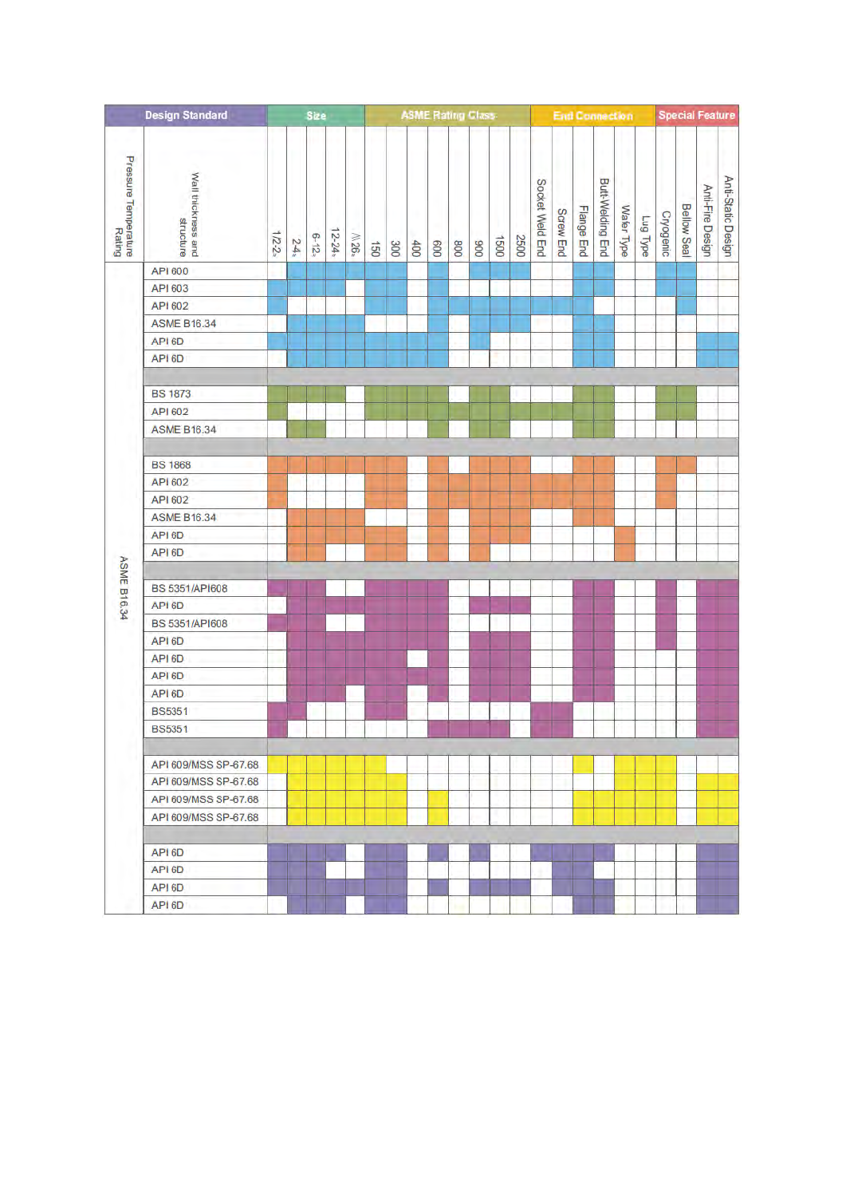| Pressure Temperature Rating | Wall thickness and structure | 1/2-2 | 2-4 | 6-12 | 12-24 | ≥26 | 150 | 300 | 400 | 600 | 800 | 900 | 1500 | 2500 | Socket Weld End | Screw End | Flange End | Butt-Welding End | Wafer Type | Lug Type | Cryogenic | Bellow Seal | Anti-Fire Design | Anti-Static Design |
|---|---|---|---|---|---|---|---|---|---|---|---|---|---|---|---|---|---|---|---|---|---|---|---|---|
| ASME B16.34 | API 600 | | ■ | ■ | ■ | ■ | ■ | ■ | | ■ | | ■ | ■ | ■ | | | ■ | ■ | | | ■ | ■ | | |
| | API 603 | ■ | ■ | ■ | ■ | | ■ | ■ | | ■ | | | | | | | ■ | ■ | | | ■ | ■ | | |
| | API 602 | ■ | | | | | ■ | ■ | | ■ | ■ | ■ | ■ | ■ | ■ | ■ | ■ | | | | | ■ | | |
| | ASME B16.34 | | ■ | ■ | ■ | ■ | | | | | | ■ | ■ | ■ | | | ■ | ■ | | | | | | |
| | API 6D | ■ | ■ | ■ | ■ | ■ | ■ | ■ | ■ | ■ | | ■ | | | | | ■ | ■ | | | | | ■ | ■ |
| | API 6D | | ■ | ■ | ■ | ■ | ■ | ■ | ■ | ■ | | | | | | | ■ | ■ | | | | | ■ | ■ |
| | | | | | | | | | | | | | | | | | | | | | | | | |
| | BS 1873 | ■ | ■ | ■ | ■ | | ■ | ■ | ■ | ■ | | ■ | ■ | | | | ■ | ■ | | | ■ | ■ | | |
| | API 602 | ■ | | | | | ■ | ■ | ■ | ■ | ■ | ■ | ■ | ■ | ■ | ■ | ■ | ■ | | | ■ | ■ | | |
| | ASME B16.34 | | ■ | ■ | | | | | | ■ | | ■ | ■ | | | | ■ | ■ | | | | | | |
| | | | | | | | | | | | | | | | | | | | | | | | | |
| | BS 1868 | ■ | ■ | ■ | ■ | ■ | ■ | ■ | | ■ | | ■ | ■ | ■ | | | ■ | ■ | | | ■ | ■ | | |
| | API 602 | ■ | | | | | ■ | ■ | | ■ | ■ | ■ | ■ | ■ | ■ | ■ | ■ | ■ | | | ■ | | | |
| | API 602 | ■ | | | | | ■ | ■ | | ■ | ■ | ■ | ■ | ■ | ■ | ■ | ■ | ■ | | | ■ | | | |
| | ASME B16.34 | | ■ | ■ | ■ | ■ | | | | ■ | | ■ | ■ | ■ | | | ■ | ■ | | | | | | |
| | API 6D | | ■ | ■ | ■ | ■ | ■ | ■ | | ■ | | ■ | ■ | ■ | | | | | ■ | | | | | |
| | API 6D | | ■ | ■ | | | ■ | ■ | | ■ | | ■ | | | | | | | ■ | | | | | |
| | | | | | | | | | | | | | | | | | | | | | | | | |
| | BS 5351/API608 | ■ | ■ | ■ | | | ■ | ■ | ■ | ■ | | | | | | | ■ | ■ | | | ■ | | ■ | ■ |
| | API 6D | | ■ | ■ | ■ | ■ | ■ | ■ | ■ | ■ | | ■ | ■ | ■ | | | ■ | ■ | | | ■ | | ■ | ■ |
| | BS 5351/API608 | ■ | ■ | ■ | | | ■ | ■ | ■ | ■ | | | | | | | ■ | ■ | | | ■ | | ■ | ■ |
| | API 6D | | ■ | ■ | ■ | ■ | ■ | ■ | ■ | ■ | | ■ | ■ | | | | ■ | ■ | | | ■ | | ■ | ■ |
| | API 6D | | ■ | ■ | ■ | ■ | ■ | ■ | | ■ | | ■ | ■ | | | | ■ | ■ | | | | | ■ | ■ |
| | API 6D | | ■ | ■ | ■ | ■ | ■ | ■ | ■ | ■ | | ■ | ■ | | | | ■ | ■ | | | | | ■ | ■ |
| | API 6D | | ■ | ■ | ■ | | ■ | ■ | ■ | ■ | | ■ | ■ | | | | ■ | ■ | | | | | ■ | ■ |
| | BS5351 | ■ | ■ | | | | ■ | ■ | | | | | | | ■ | ■ | | | | | | | ■ | ■ |
| | BS5351 | ■ | | | | | | | | ■ | ■ | ■ | ■ | | ■ | ■ | | | | | | | ■ | ■ |
| | | | | | | | | | | | | | | | | | | | | | | | | |
| | API 609/MSS SP-67.68 | ■ | ■ | ■ | ■ | ■ | ■ | | | | | | | | | | ■ | | ■ | ■ | ■ | | | |
| | API 609/MSS SP-67.68 | | ■ | ■ | ■ | ■ | ■ | ■ | | | | | | | | | | | ■ | ■ | ■ | | ■ | ■ |
| | API 609/MSS SP-67.68 | | ■ | ■ | ■ | ■ | ■ | ■ | | ■ | | | | | | | ■ | ■ | ■ | ■ | ■ | | ■ | ■ |
| | API 609/MSS SP-67.68 | | ■ | ■ | ■ | ■ | ■ | ■ | | ■ | | | | | | | ■ | ■ | ■ | ■ | ■ | | ■ | ■ |
| | | | | | | | | | | | | | | | | | | | | | | | | |
| | API 6D | ■ | ■ | ■ | ■ | | ■ | ■ | | ■ | | ■ | | | ■ | ■ | ■ | ■ | | | | | ■ | ■ |
| | API 6D | ■ | ■ | ■ | | | ■ | ■ | | | | | | | | ■ | ■ | | | | | | ■ | ■ |
| | API 6D | ■ | ■ | ■ | ■ | ■ | ■ | ■ | | ■ | | ■ | ■ | ■ | | ■ | ■ | ■ | | | | | ■ | ■ |
| | API 6D | | ■ | ■ | | | ■ | ■ | | | | | | | | ■ | ■ | ■ | | | | | ■ | ■ |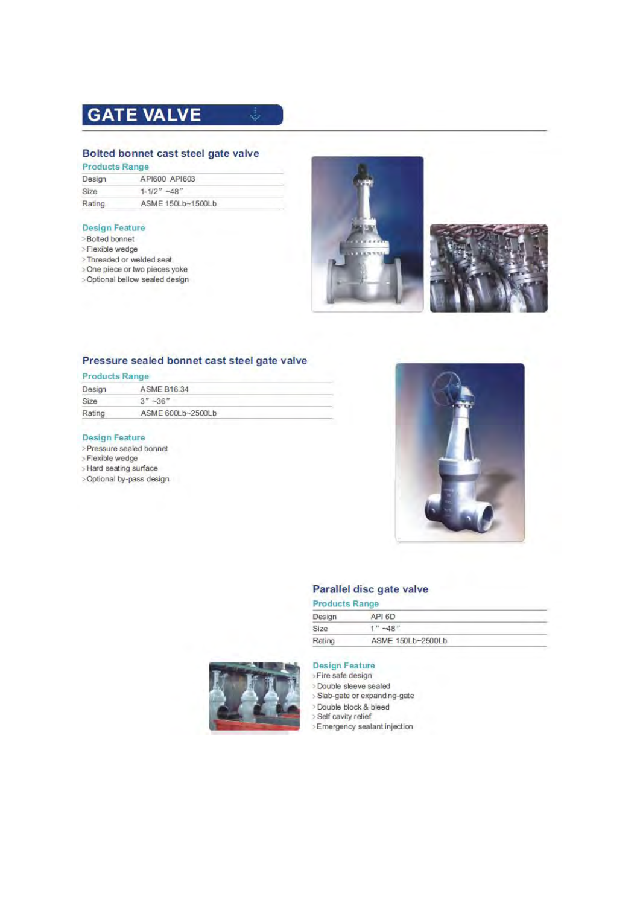# GATE VALVE

## Bolted bonnet cast steel gate valve

### Products Range

| Design | API600 API603 |
|---|---|
| Size | 1-1/2" ~48" |
| Rating | ASME 150Lb~1500Lb |

### Design Feature

- Bolted bonnet
- Flexible wedge
- Threaded or welded seat
- One piece or two pieces yoke
- Optional bellow sealed design

## Pressure sealed bonnet cast steel gate valve

### Products Range

| Design | ASME B16.34 |
|---|---|
| Size | 3" ~36" |
| Rating | ASME 600Lb~2500Lb |

### Design Feature

- Pressure sealed bonnet
- Flexible wedge
- Hard seating surface
- Optional by-pass design

## Parallel disc gate valve

### Products Range

| Design | API 6D |
|---|---|
| Size | 1" ~48" |
| Rating | ASME 150Lb~2500Lb |

### Design Feature

- Fire safe design
- Double sleeve sealed
- Slab-gate or expanding-gate
- Double block & bleed
- Self cavity relief
- Emergency sealant injection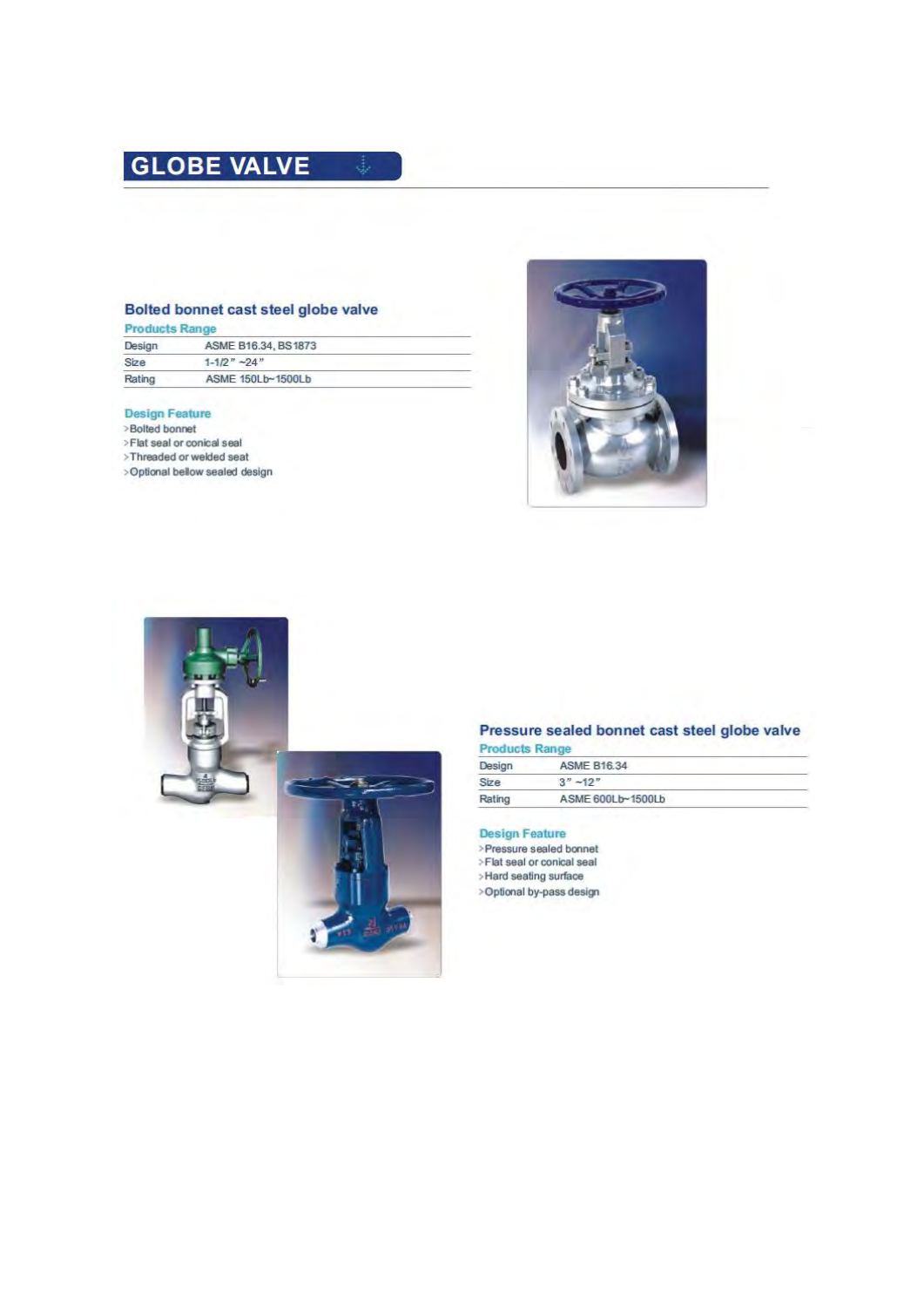# GLOBE VALVE

## Bolted bonnet cast steel globe valve

### Products Range

| | |
|---|---|
| Design | ASME B16.34, BS1873 |
| Size | 1-1/2" ~24" |
| Rating | ASME 150Lb~1500Lb |

### Design Feature

- >Bolted bonnet
- >Flat seal or conical seal
- >Threaded or welded seat
- >Optional bellow sealed design

## Pressure sealed bonnet cast steel globe valve

### Products Range

| | |
|---|---|
| Design | ASME B16.34 |
| Size | 3" ~12" |
| Rating | ASME 600Lb~1500Lb |

### Design Feature

- >Pressure sealed bonnet
- >Flat seal or conical seal
- >Hard seating surface
- >Optional by-pass design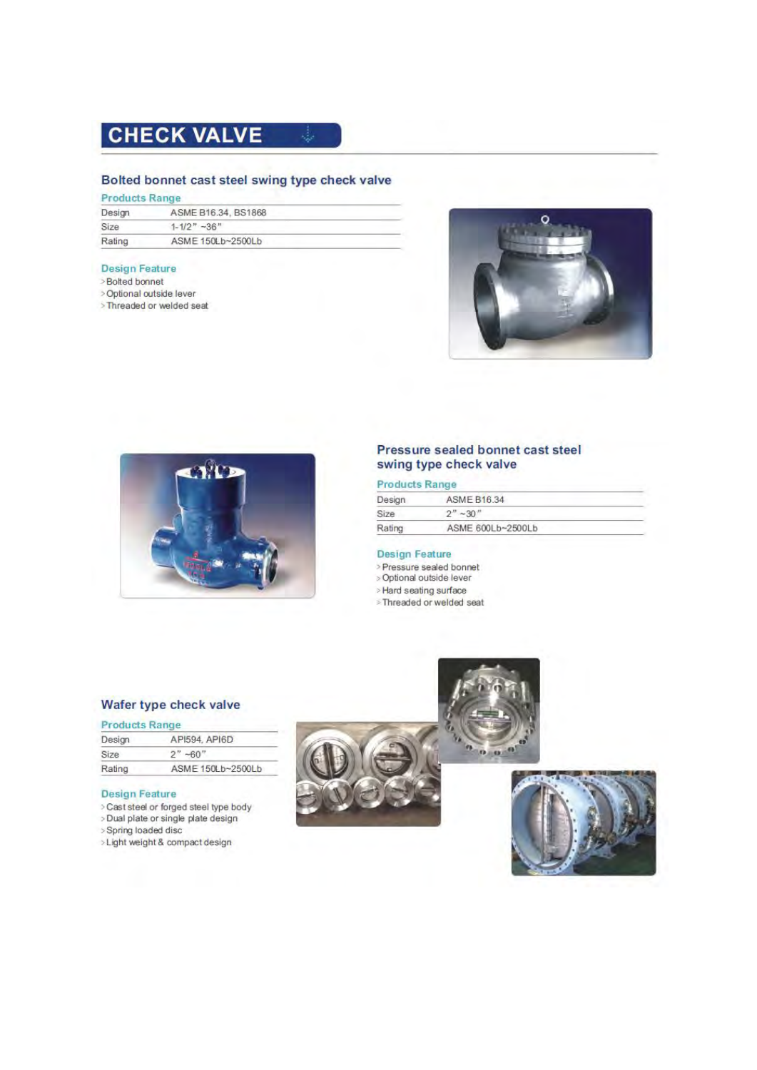# CHECK VALVE

## Bolted bonnet cast steel swing type check valve

### Products Range

| Design | ASME B16.34, BS1868 |
|---|---|
| Size | 1-1/2" ~36" |
| Rating | ASME 150Lb~2500Lb |

### Design Feature

- Bolted bonnet
- Optional outside lever
- Threaded or welded seat

## Pressure sealed bonnet cast steel swing type check valve

### Products Range

| Design | ASME B16.34 |
|---|---|
| Size | 2" ~30" |
| Rating | ASME 600Lb~2500Lb |

### Design Feature

- Pressure sealed bonnet
- Optional outside lever
- Hard seating surface
- Threaded or welded seat

## Wafer type check valve

### Products Range

| Design | API594, API6D |
|---|---|
| Size | 2" ~60" |
| Rating | ASME 150Lb~2500Lb |

### Design Feature

- Cast steel or forged steel type body
- Dual plate or single plate design
- Spring loaded disc
- Light weight & compact design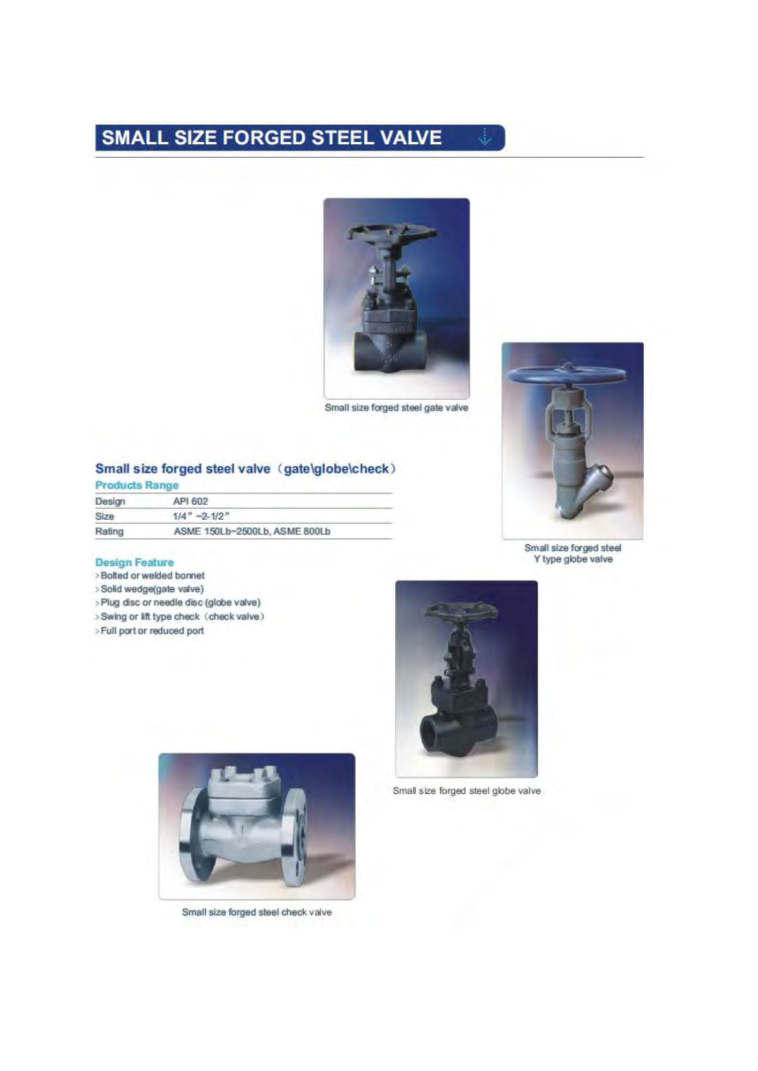# SMALL SIZE FORGED STEEL VALVE

Small size forged steel gate valve

Small size forged steel Y type globe valve

## Small size forged steel valve（gate\globe\check）

### Products Range

| Design | API 602 |
|---|---|
| Size | 1/4" ~2-1/2" |
| Rating | ASME 150Lb~2500Lb, ASME 800Lb |

### Design Feature

- Bolted or welded bonnet
- Solid wedge(gate valve)
- Plug disc or needle disc (globe valve)
- Swing or lift type check（check valve）
- Full port or reduced port

Small size forged steel globe valve

Small size forged steel check valve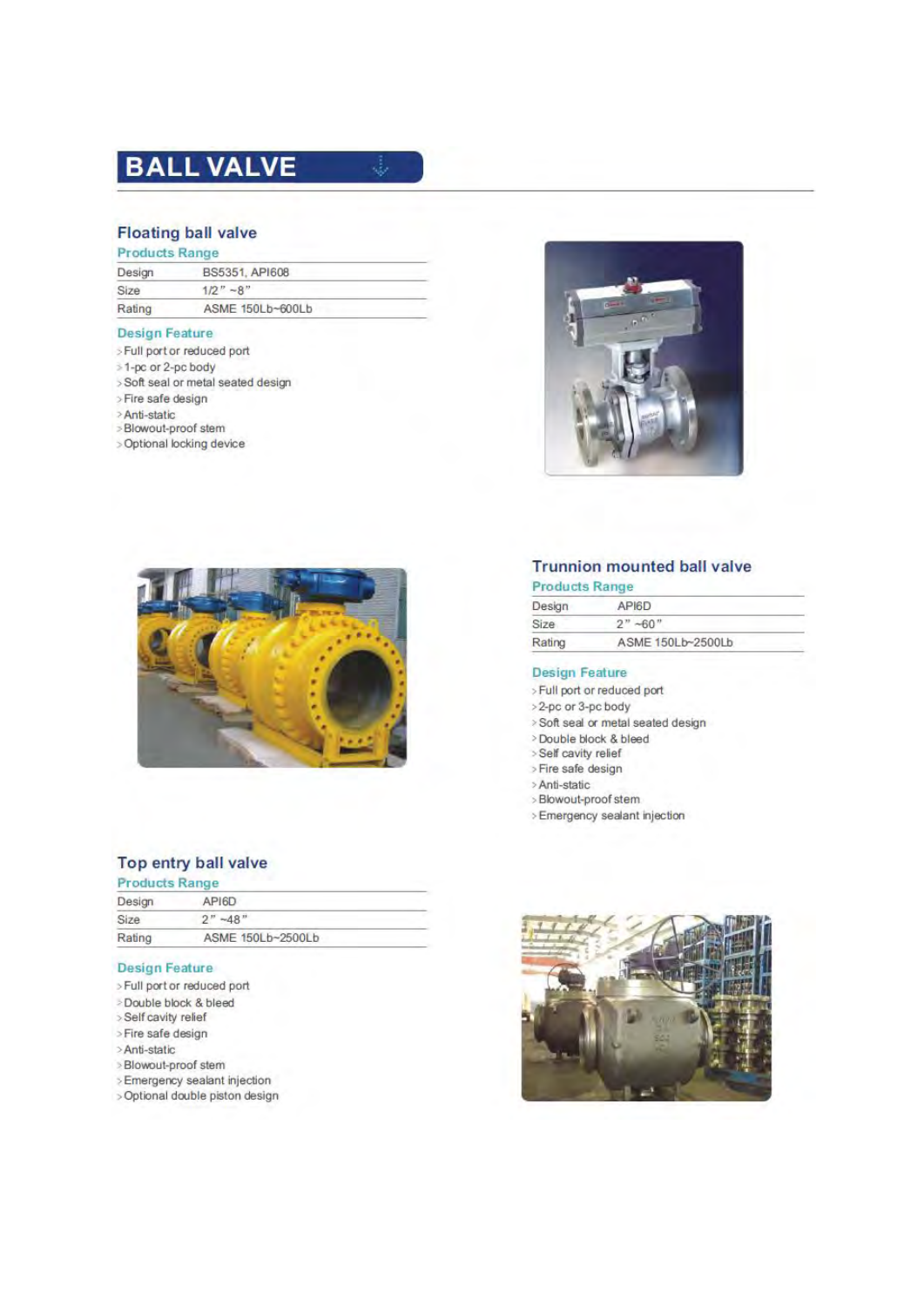# BALL VALVE

## Floating ball valve

### Products Range

| | |
|---|---|
| Design | BS5351, API608 |
| Size | 1/2" ~8" |
| Rating | ASME 150Lb~600Lb |

### Design Feature

- Full port or reduced port
- 1-pc or 2-pc body
- Soft seal or metal seated design
- Fire safe design
- Anti-static
- Blowout-proof stem
- Optional locking device

## Trunnion mounted ball valve

### Products Range

| | |
|---|---|
| Design | API6D |
| Size | 2" ~60" |
| Rating | ASME 150Lb~2500Lb |

### Design Feature

- Full port or reduced port
- 2-pc or 3-pc body
- Soft seal or metal seated design
- Double block & bleed
- Self cavity relief
- Fire safe design
- Anti-static
- Blowout-proof stem
- Emergency sealant injection

## Top entry ball valve

### Products Range

| | |
|---|---|
| Design | API6D |
| Size | 2" ~48" |
| Rating | ASME 150Lb~2500Lb |

### Design Feature

- Full port or reduced port
- Double block & bleed
- Self cavity relief
- Fire safe design
- Anti-static
- Blowout-proof stem
- Emergency sealant injection
- Optional double piston design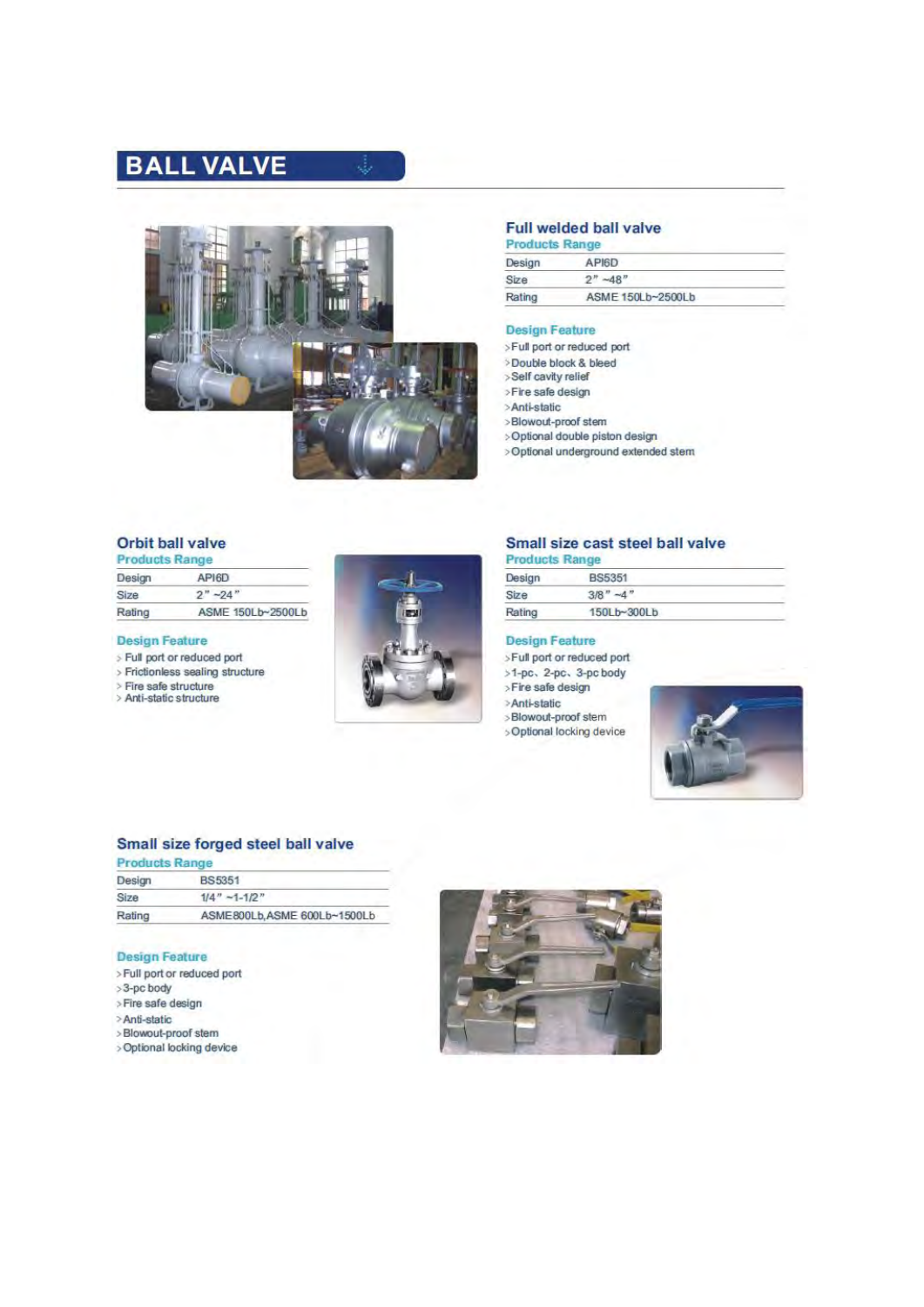# BALL VALVE

## Full welded ball valve

### Products Range

| Design | API6D |
| --- | --- |
| Size | 2" ~48" |
| Rating | ASME 150Lb~2500Lb |

### Design Feature

- Full port or reduced port
- Double block & bleed
- Self cavity relief
- Fire safe design
- Anti-static
- Blowout-proof stem
- Optional double piston design
- Optional underground extended stem

## Orbit ball valve

### Products Range

| Design | API6D |
| --- | --- |
| Size | 2" ~24" |
| Rating | ASME 150Lb~2500Lb |

### Design Feature

- Full port or reduced port
- Frictionless sealing structure
- Fire safe structure
- Anti-static structure

## Small size cast steel ball valve

### Products Range

| Design | BS5351 |
| --- | --- |
| Size | 3/8" ~4" |
| Rating | 150Lb~300Lb |

### Design Feature

- Full port or reduced port
- 1-pc、2-pc、3-pc body
- Fire safe design
- Anti-static
- Blowout-proof stem
- Optional locking device

## Small size forged steel ball valve

### Products Range

| Design | BS5351 |
| --- | --- |
| Size | 1/4" ~1-1/2" |
| Rating | ASME800Lb,ASME 600Lb~1500Lb |

### Design Feature

- Full port or reduced port
- 3-pc body
- Fire safe design
- Anti-static
- Blowout-proof stem
- Optional locking device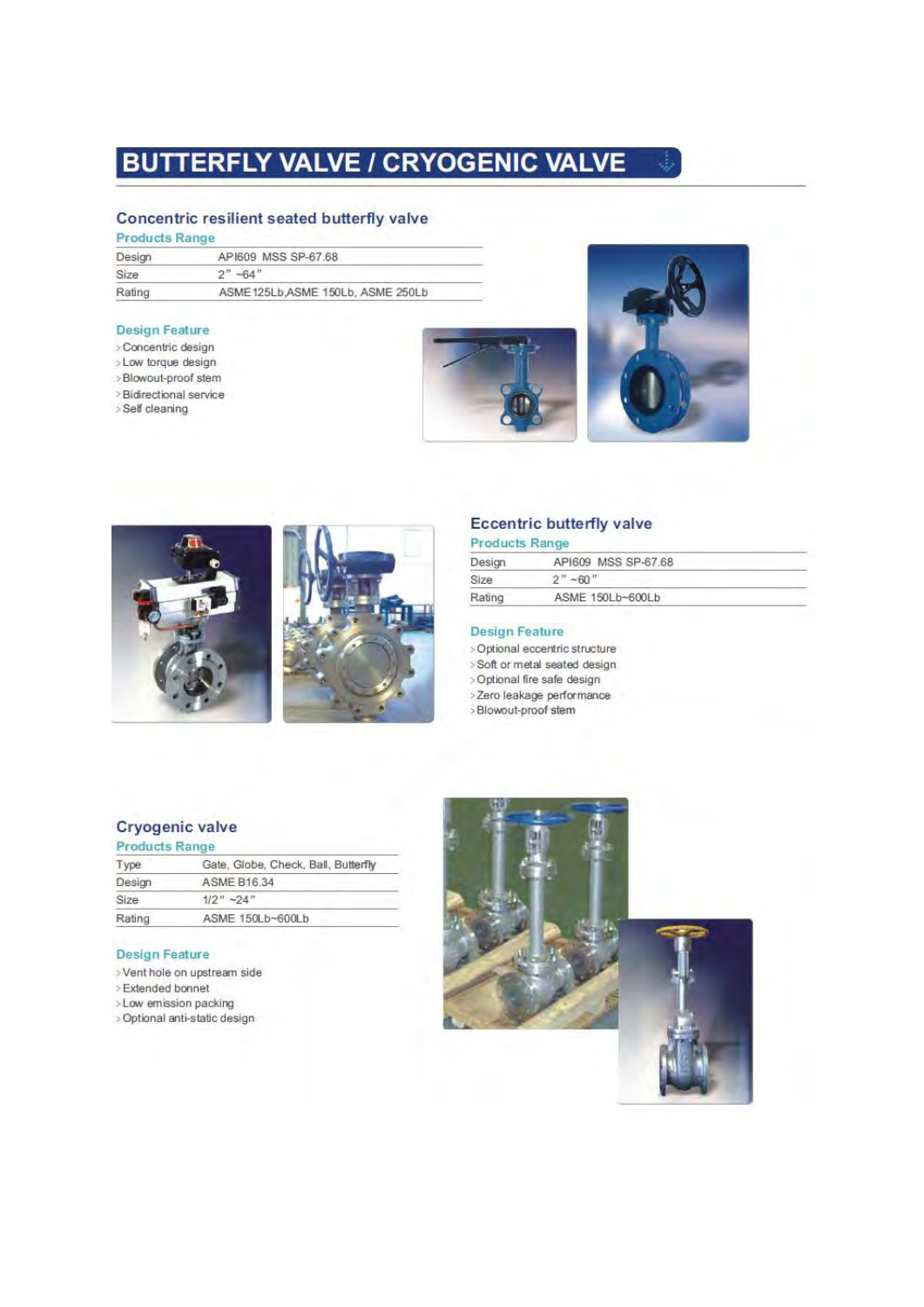# BUTTERFLY VALVE / CRYOGENIC VALVE

## Concentric resilient seated butterfly valve

### Products Range

| | |
|---|---|
| Design | API609 MSS SP-67.68 |
| Size | 2" ~64" |
| Rating | ASME125Lb,ASME 150Lb, ASME 250Lb |

### Design Feature

- Concentric design
- Low torque design
- Blowout-proof stem
- Bidirectional service
- Self cleaning

## Eccentric butterfly valve

### Products Range

| | |
|---|---|
| Design | API609 MSS SP-67.68 |
| Size | 2" ~60" |
| Rating | ASME 150Lb~600Lb |

### Design Feature

- Optional eccentric structure
- Soft or metal seated design
- Optional fire safe design
- Zero leakage performance
- Blowout-proof stem

## Cryogenic valve

### Products Range

| | |
|---|---|
| Type | Gate, Globe, Check, Ball, Butterfly |
| Design | ASME B16.34 |
| Size | 1/2" ~24" |
| Rating | ASME 150Lb~600Lb |

### Design Feature

- Vent hole on upstream side
- Extended bonnet
- Low emission packing
- Optional anti-static design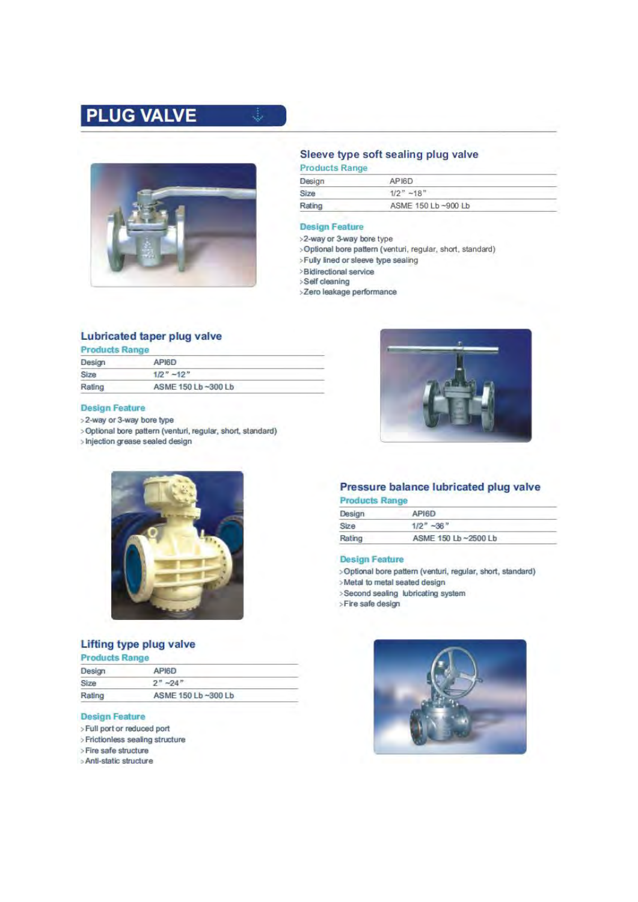# PLUG VALVE

## Sleeve type soft sealing plug valve

### Products Range

| | |
|---|---|
| Design | API6D |
| Size | 1/2" ~18" |
| Rating | ASME 150 Lb ~900 Lb |

### Design Feature

- 2-way or 3-way bore type
- Optional bore pattern (venturi, regular, short, standard)
- Fully lined or sleeve type sealing
- Bidirectional service
- Self cleaning
- Zero leakage performance

## Lubricated taper plug valve

### Products Range

| | |
|---|---|
| Design | API6D |
| Size | 1/2" ~12" |
| Rating | ASME 150 Lb ~300 Lb |

### Design Feature

- 2-way or 3-way bore type
- Optional bore pattern (venturi, regular, short, standard)
- Injection grease sealed design

## Pressure balance lubricated plug valve

### Products Range

| | |
|---|---|
| Design | API6D |
| Size | 1/2" ~36" |
| Rating | ASME 150 Lb ~2500 Lb |

### Design Feature

- Optional bore pattern (venturi, regular, short, standard)
- Metal to metal seated design
- Second sealing lubricating system
- Fire safe design

## Lifting type plug valve

### Products Range

| | |
|---|---|
| Design | API6D |
| Size | 2" ~24" |
| Rating | ASME 150 Lb ~300 Lb |

### Design Feature

- Full port or reduced port
- Frictionless sealing structure
- Fire safe structure
- Anti-static structure